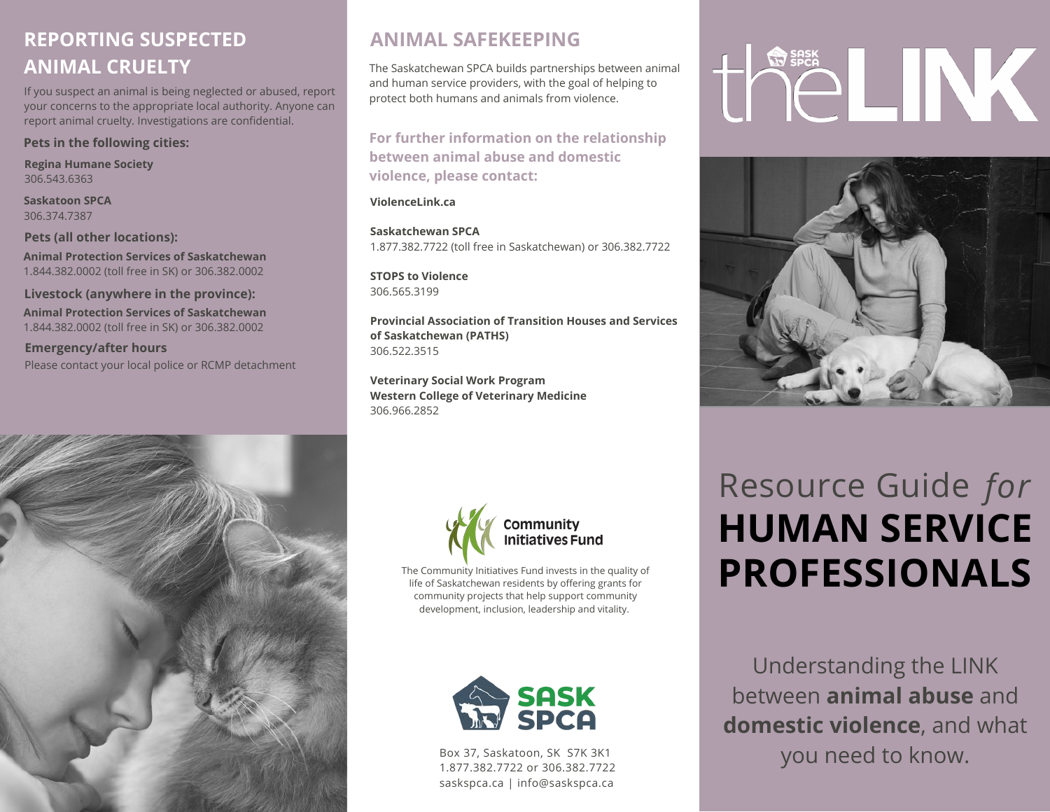## REPORTING SUSPECTED ANIMAL CRUELTY

If you suspect an animal is being neglected or abused, report your concerns to the appropriate local authority. Anyone can report animal cruelty. Investigations are confidential.

**Pets in the following cities:**

**Regina Humane Society**
306.543.6363

**Saskatoon SPCA**
306.374.7387

**Pets (all other locations):**

**Animal Protection Services of Saskatchewan**
1.844.382.0002 (toll free in SK) or 306.382.0002

**Livestock (anywhere in the province):**

**Animal Protection Services of Saskatchewan**
1.844.382.0002 (toll free in SK) or 306.382.0002

**Emergency/after hours**

Please contact your local police or RCMP detachment

## ANIMAL SAFEKEEPING

The Saskatchewan SPCA builds partnerships between animal and human service providers, with the goal of helping to protect both humans and animals from violence.

**For further information on the relationship between animal abuse and domestic violence, please contact:**

**ViolenceLink.ca**

**Saskatchewan SPCA**
1.877.382.7722 (toll free in Saskatchewan) or 306.382.7722

**STOPS to Violence**
306.565.3199

**Provincial Association of Transition Houses and Services of Saskatchewan (PATHS)**
306.522.3515

**Veterinary Social Work Program**
**Western College of Veterinary Medicine**
306.966.2852

Community Initiatives Fund

The Community Initiatives Fund invests in the quality of life of Saskatchewan residents by offering grants for community projects that help support community development, inclusion, leadership and vitality.

SASK SPCA

Box 37, Saskatoon, SK S7K 3K1
1.877.382.7722 or 306.382.7722
saskspca.ca | info@saskspca.ca

# the LINK

Resource Guide *for* **HUMAN SERVICE PROFESSIONALS**

Understanding the LINK between **animal abuse** and **domestic violence**, and what you need to know.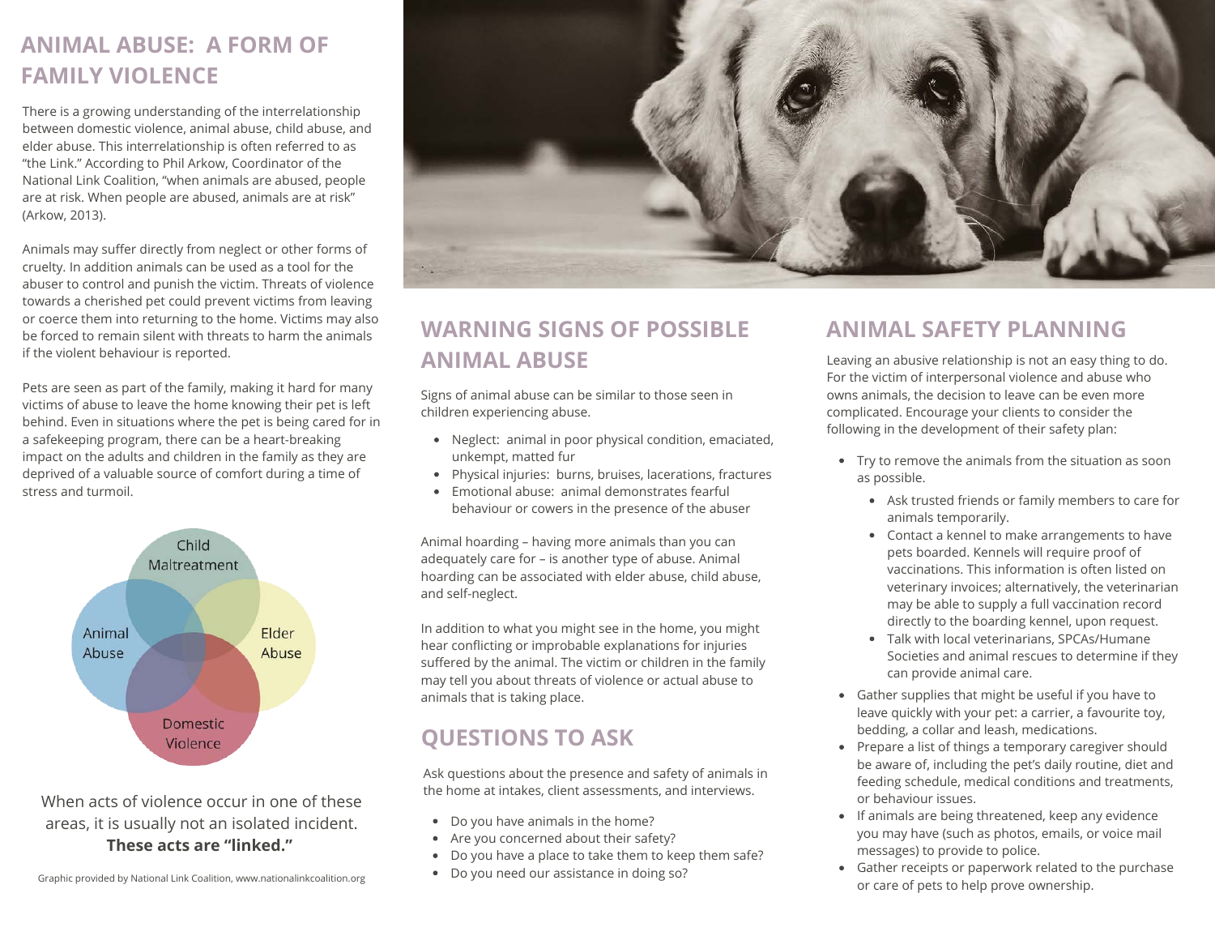## ANIMAL ABUSE: A FORM OF FAMILY VIOLENCE

There is a growing understanding of the interrelationship between domestic violence, animal abuse, child abuse, and elder abuse. This interrelationship is often referred to as "the Link." According to Phil Arkow, Coordinator of the National Link Coalition, "when animals are abused, people are at risk. When people are abused, animals are at risk" (Arkow, 2013).

Animals may suffer directly from neglect or other forms of cruelty. In addition animals can be used as a tool for the abuser to control and punish the victim. Threats of violence towards a cherished pet could prevent victims from leaving or coerce them into returning to the home. Victims may also be forced to remain silent with threats to harm the animals if the violent behaviour is reported.

Pets are seen as part of the family, making it hard for many victims of abuse to leave the home knowing their pet is left behind. Even in situations where the pet is being cared for in a safekeeping program, there can be a heart-breaking impact on the adults and children in the family as they are deprived of a valuable source of comfort during a time of stress and turmoil.

Child Maltreatment

Animal Abuse

Elder Abuse

Domestic Violence

When acts of violence occur in one of these areas, it is usually not an isolated incident. **These acts are "linked."**

Graphic provided by National Link Coalition, www.nationalinkcoalition.org

## WARNING SIGNS OF POSSIBLE ANIMAL ABUSE

Signs of animal abuse can be similar to those seen in children experiencing abuse.

- Neglect: animal in poor physical condition, emaciated, unkempt, matted fur
- Physical injuries: burns, bruises, lacerations, fractures
- Emotional abuse: animal demonstrates fearful behaviour or cowers in the presence of the abuser

Animal hoarding – having more animals than you can adequately care for – is another type of abuse. Animal hoarding can be associated with elder abuse, child abuse, and self-neglect.

In addition to what you might see in the home, you might hear conflicting or improbable explanations for injuries suffered by the animal. The victim or children in the family may tell you about threats of violence or actual abuse to animals that is taking place.

## QUESTIONS TO ASK

Ask questions about the presence and safety of animals in the home at intakes, client assessments, and interviews.

- Do you have animals in the home?
- Are you concerned about their safety?
- Do you have a place to take them to keep them safe?
- Do you need our assistance in doing so?

## ANIMAL SAFETY PLANNING

Leaving an abusive relationship is not an easy thing to do. For the victim of interpersonal violence and abuse who owns animals, the decision to leave can be even more complicated. Encourage your clients to consider the following in the development of their safety plan:

- Try to remove the animals from the situation as soon as possible.
  - Ask trusted friends or family members to care for animals temporarily.
  - Contact a kennel to make arrangements to have pets boarded. Kennels will require proof of vaccinations. This information is often listed on veterinary invoices; alternatively, the veterinarian may be able to supply a full vaccination record directly to the boarding kennel, upon request.
  - Talk with local veterinarians, SPCAs/Humane Societies and animal rescues to determine if they can provide animal care.
- Gather supplies that might be useful if you have to leave quickly with your pet: a carrier, a favourite toy, bedding, a collar and leash, medications.
- Prepare a list of things a temporary caregiver should be aware of, including the pet's daily routine, diet and feeding schedule, medical conditions and treatments, or behaviour issues.
- If animals are being threatened, keep any evidence you may have (such as photos, emails, or voice mail messages) to provide to police.
- Gather receipts or paperwork related to the purchase or care of pets to help prove ownership.